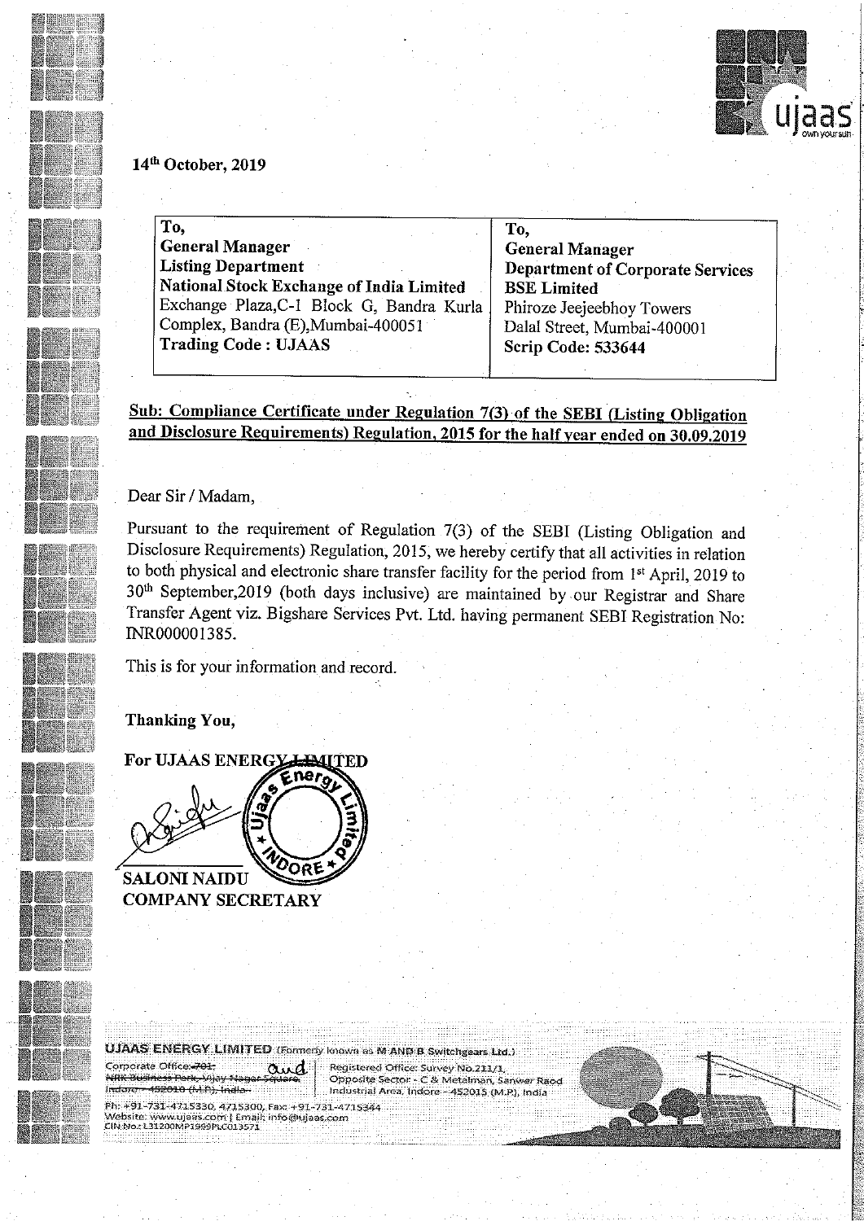14th October, 2019

| To, | To, |
| --- | --- |
| **General Manager** | **General Manager** |
| **Listing Department** | **Department of Corporate Services** |
| **National Stock Exchange of India Limited** | **BSE Limited** |
| Exchange Plaza,C-1 Block G, Bandra Kurla Complex, Bandra (E),Mumbai-400051 | Phiroze Jeejeebhoy Towers Dalal Street, Mumbai-400001 |
| **Trading Code : UJAAS** | **Scrip Code: 533644** |

**Sub: Compliance Certificate under Regulation 7(3) of the SEBI (Listing Obligation and Disclosure Requirements) Regulation, 2015 for the half year ended on 30.09.2019**

Dear Sir / Madam,

Pursuant to the requirement of Regulation 7(3) of the SEBI (Listing Obligation and Disclosure Requirements) Regulation, 2015, we hereby certify that all activities in relation to both physical and electronic share transfer facility for the period from 1st April, 2019 to 30th September,2019 (both days inclusive) are maintained by our Registrar and Share Transfer Agent viz. Bigshare Services Pvt. Ltd. having permanent SEBI Registration No: INR000001385.

This is for your information and record.

**Thanking You,**

**For UJAAS ENERGY LIMITED**

**SALONI NAIDU**
**COMPANY SECRETARY**

**UJAAS ENERGY LIMITED** (Formerly known as M AND B Switchgears Ltd.)

Corporate Office: ~~701, NRK Business Park, Vijay Nagar Square, Indore - 452010 (M.P.), India~~ and

Registered Office: Survey No.211/1, Opposite Sector - C & Metalman, Sanwer Raod Industrial Area, Indore - 452015 (M.P.), India

Ph: +91-731-4715330, 4715300, Fax: +91-731-4715344
Website: www.ujaas.com | Email: info@ujaas.com
CIN No.: L31200MP1999PLC013571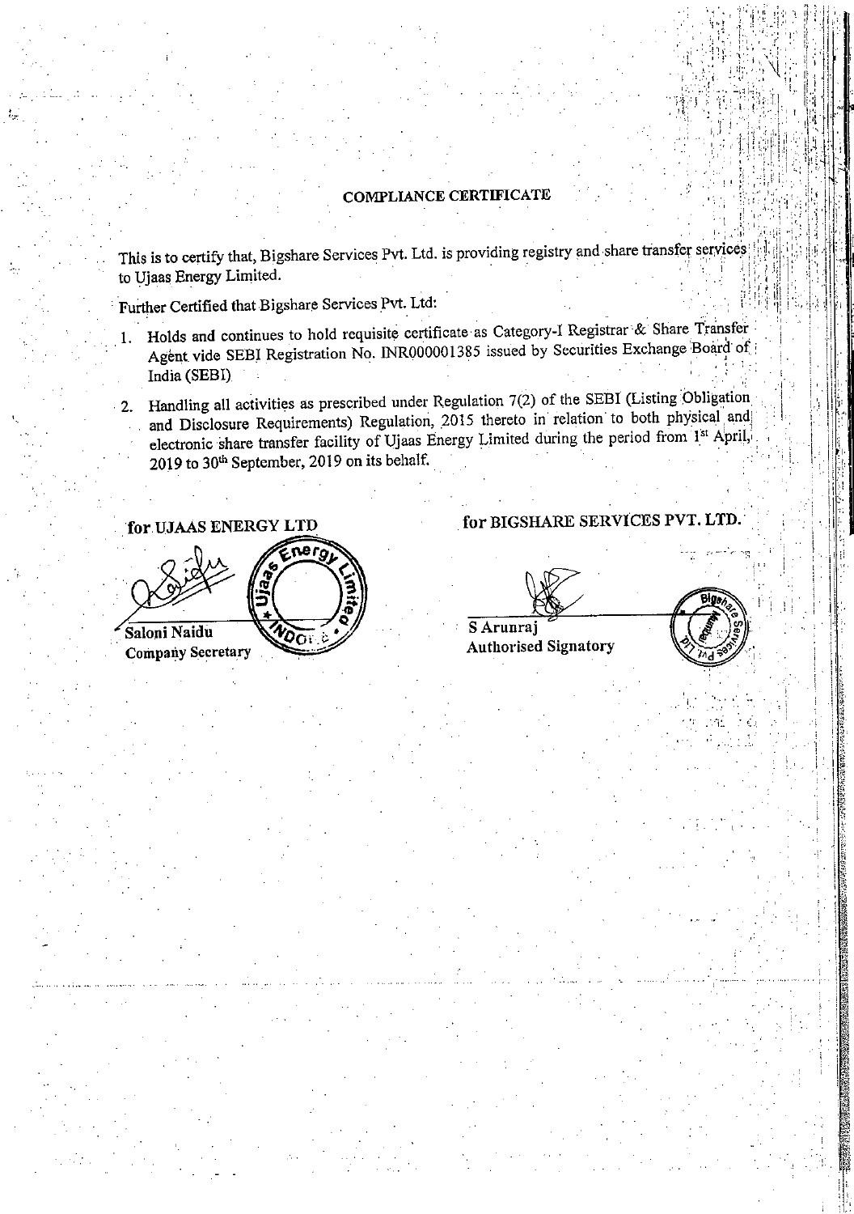## COMPLIANCE CERTIFICATE

This is to certify that, Bigshare Services Pvt. Ltd. is providing registry and share transfer services to Ujaas Energy Limited.

Further Certified that Bigshare Services Pvt. Ltd:

1. Holds and continues to hold requisite certificate as Category-I Registrar & Share Transfer Agent vide SEBI Registration No. INR000001385 issued by Securities Exchange Board of India (SEBI)
2. Handling all activities as prescribed under Regulation 7(2) of the SEBI (Listing Obligation and Disclosure Requirements) Regulation, 2015 thereto in relation to both physical and electronic share transfer facility of Ujaas Energy Limited during the period from 1st April, 2019 to 30th September, 2019 on its behalf.

**for UJAAS ENERGY LTD**

**Saloni Naidu**
**Company Secretary**

**for BIGSHARE SERVICES PVT. LTD.**

**S Arunraj**
**Authorised Signatory**